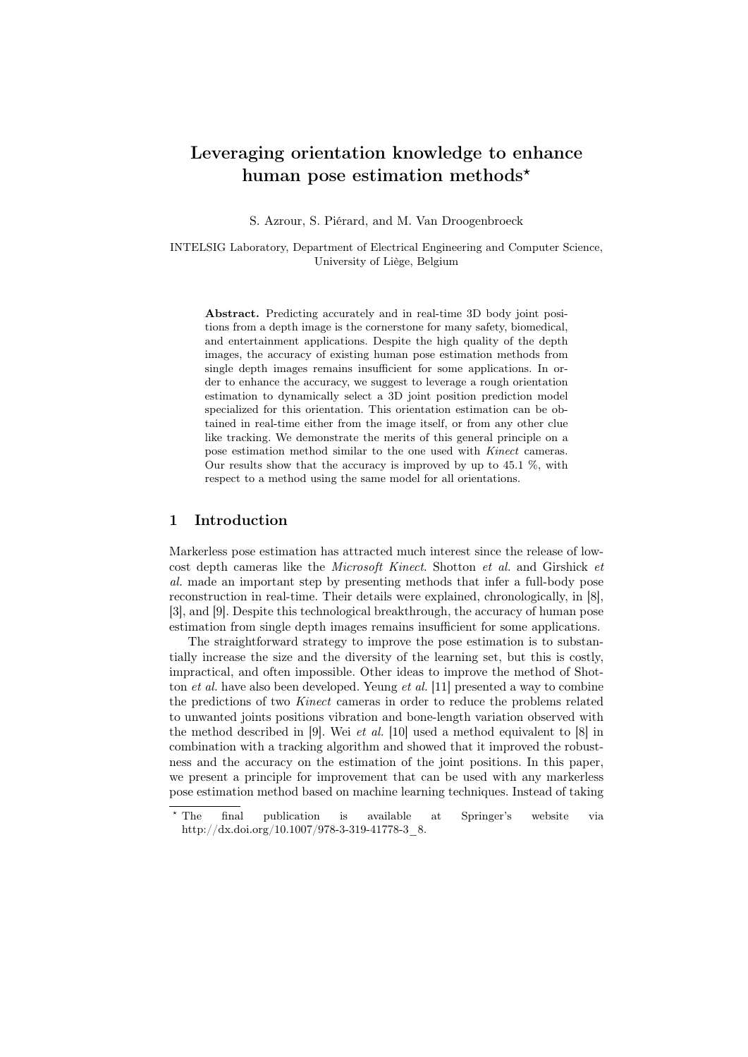# Leveraging orientation knowledge to enhance human pose estimation methods*

S. Azrour, S. Piérard, and M. Van Droogenbroeck

INTELSIG Laboratory, Department of Electrical Engineering and Computer Science, University of Liège, Belgium

**Abstract.** Predicting accurately and in real-time 3D body joint positions from a depth image is the cornerstone for many safety, biomedical, and entertainment applications. Despite the high quality of the depth images, the accuracy of existing human pose estimation methods from single depth images remains insufficient for some applications. In order to enhance the accuracy, we suggest to leverage a rough orientation estimation to dynamically select a 3D joint position prediction model specialized for this orientation. This orientation estimation can be obtained in real-time either from the image itself, or from any other clue like tracking. We demonstrate the merits of this general principle on a pose estimation method similar to the one used with *Kinect* cameras. Our results show that the accuracy is improved by up to 45.1 %, with respect to a method using the same model for all orientations.

## 1 Introduction

Markerless pose estimation has attracted much interest since the release of low-cost depth cameras like the *Microsoft Kinect*. Shotton *et al.* and Girshick *et al.* made an important step by presenting methods that infer a full-body pose reconstruction in real-time. Their details were explained, chronologically, in [8], [3], and [9]. Despite this technological breakthrough, the accuracy of human pose estimation from single depth images remains insufficient for some applications.

The straightforward strategy to improve the pose estimation is to substantially increase the size and the diversity of the learning set, but this is costly, impractical, and often impossible. Other ideas to improve the method of Shotton *et al.* have also been developed. Yeung *et al.* [11] presented a way to combine the predictions of two *Kinect* cameras in order to reduce the problems related to unwanted joints positions vibration and bone-length variation observed with the method described in [9]. Wei *et al.* [10] used a method equivalent to [8] in combination with a tracking algorithm and showed that it improved the robustness and the accuracy on the estimation of the joint positions. In this paper, we present a principle for improvement that can be used with any markerless pose estimation method based on machine learning techniques. Instead of taking

* The final publication is available at Springer's website via http://dx.doi.org/10.1007/978-3-319-41778-3_8.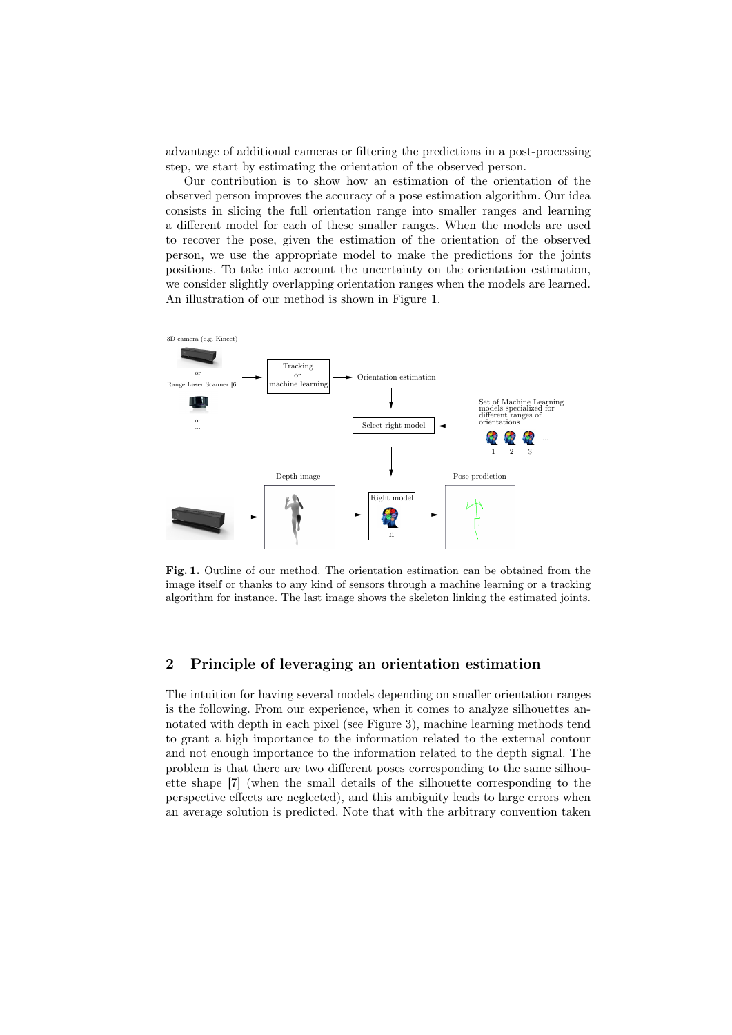advantage of additional cameras or filtering the predictions in a post-processing step, we start by estimating the orientation of the observed person.

Our contribution is to show how an estimation of the orientation of the observed person improves the accuracy of a pose estimation algorithm. Our idea consists in slicing the full orientation range into smaller ranges and learning a different model for each of these smaller ranges. When the models are used to recover the pose, given the estimation of the orientation of the observed person, we use the appropriate model to make the predictions for the joints positions. To take into account the uncertainty on the orientation estimation, we consider slightly overlapping orientation ranges when the models are learned. An illustration of our method is shown in Figure 1.

**Fig. 1.** Outline of our method. The orientation estimation can be obtained from the image itself or thanks to any kind of sensors through a machine learning or a tracking algorithm for instance. The last image shows the skeleton linking the estimated joints.

## 2 Principle of leveraging an orientation estimation

The intuition for having several models depending on smaller orientation ranges is the following. From our experience, when it comes to analyze silhouettes annotated with depth in each pixel (see Figure 3), machine learning methods tend to grant a high importance to the information related to the external contour and not enough importance to the information related to the depth signal. The problem is that there are two different poses corresponding to the same silhouette shape [7] (when the small details of the silhouette corresponding to the perspective effects are neglected), and this ambiguity leads to large errors when an average solution is predicted. Note that with the arbitrary convention taken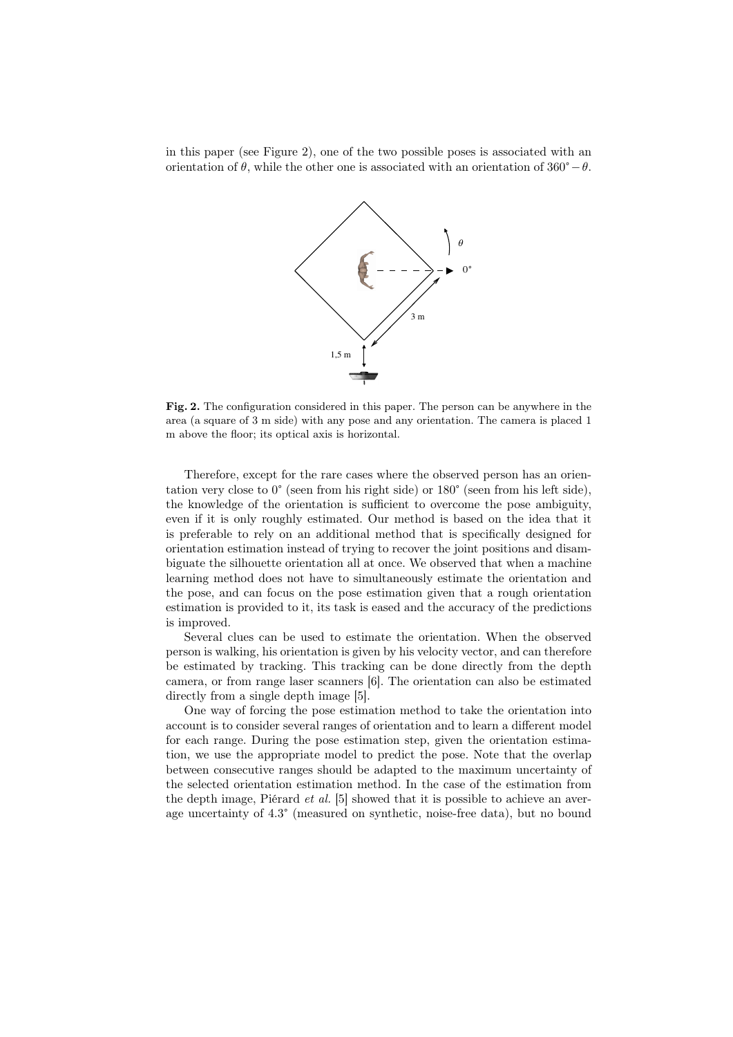in this paper (see Figure 2), one of the two possible poses is associated with an orientation of $\theta$, while the other one is associated with an orientation of $360° - \theta$.

**Fig. 2.** The configuration considered in this paper. The person can be anywhere in the area (a square of 3 m side) with any pose and any orientation. The camera is placed 1 m above the floor; its optical axis is horizontal.

Therefore, except for the rare cases where the observed person has an orientation very close to 0° (seen from his right side) or 180° (seen from his left side), the knowledge of the orientation is sufficient to overcome the pose ambiguity, even if it is only roughly estimated. Our method is based on the idea that it is preferable to rely on an additional method that is specifically designed for orientation estimation instead of trying to recover the joint positions and disambiguate the silhouette orientation all at once. We observed that when a machine learning method does not have to simultaneously estimate the orientation and the pose, and can focus on the pose estimation given that a rough orientation estimation is provided to it, its task is eased and the accuracy of the predictions is improved.

Several clues can be used to estimate the orientation. When the observed person is walking, his orientation is given by his velocity vector, and can therefore be estimated by tracking. This tracking can be done directly from the depth camera, or from range laser scanners [6]. The orientation can also be estimated directly from a single depth image [5].

One way of forcing the pose estimation method to take the orientation into account is to consider several ranges of orientation and to learn a different model for each range. During the pose estimation step, given the orientation estimation, we use the appropriate model to predict the pose. Note that the overlap between consecutive ranges should be adapted to the maximum uncertainty of the selected orientation estimation method. In the case of the estimation from the depth image, Piérard *et al.* [5] showed that it is possible to achieve an average uncertainty of 4.3° (measured on synthetic, noise-free data), but no bound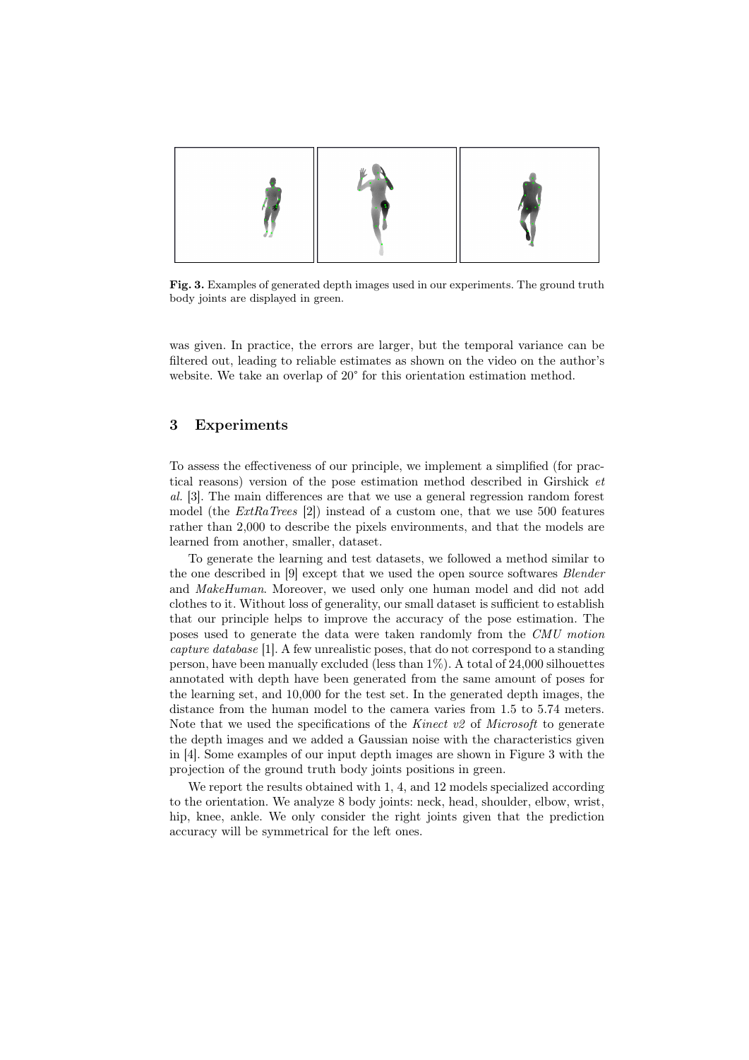**Fig. 3.** Examples of generated depth images used in our experiments. The ground truth body joints are displayed in green.

was given. In practice, the errors are larger, but the temporal variance can be filtered out, leading to reliable estimates as shown on the video on the author's website. We take an overlap of 20° for this orientation estimation method.

## 3 Experiments

To assess the effectiveness of our principle, we implement a simplified (for practical reasons) version of the pose estimation method described in Girshick *et al.* [3]. The main differences are that we use a general regression random forest model (the *ExtRaTrees* [2]) instead of a custom one, that we use 500 features rather than 2,000 to describe the pixels environments, and that the models are learned from another, smaller, dataset.

To generate the learning and test datasets, we followed a method similar to the one described in [9] except that we used the open source softwares *Blender* and *MakeHuman*. Moreover, we used only one human model and did not add clothes to it. Without loss of generality, our small dataset is sufficient to establish that our principle helps to improve the accuracy of the pose estimation. The poses used to generate the data were taken randomly from the *CMU motion capture database* [1]. A few unrealistic poses, that do not correspond to a standing person, have been manually excluded (less than 1%). A total of 24,000 silhouettes annotated with depth have been generated from the same amount of poses for the learning set, and 10,000 for the test set. In the generated depth images, the distance from the human model to the camera varies from 1.5 to 5.74 meters. Note that we used the specifications of the *Kinect v2* of *Microsoft* to generate the depth images and we added a Gaussian noise with the characteristics given in [4]. Some examples of our input depth images are shown in Figure 3 with the projection of the ground truth body joints positions in green.

We report the results obtained with 1, 4, and 12 models specialized according to the orientation. We analyze 8 body joints: neck, head, shoulder, elbow, wrist, hip, knee, ankle. We only consider the right joints given that the prediction accuracy will be symmetrical for the left ones.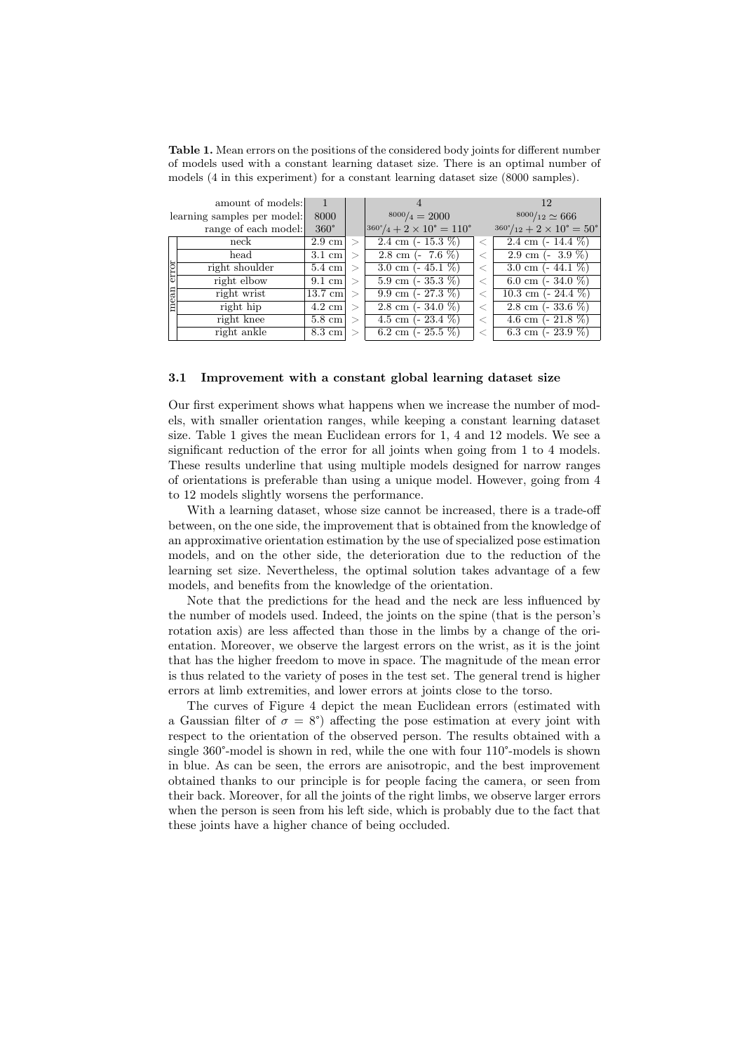**Table 1.** Mean errors on the positions of the considered body joints for different number of models used with a constant learning dataset size. There is an optimal number of models (4 in this experiment) for a constant learning dataset size (8000 samples).

| | amount of models: | 1 | | 4 | | 12 |
|---|---|---|---|---|---|---|
| | learning samples per model: | 8000 | | $^{8000}/_{4} = 2000$ | | $^{8000}/_{12} \simeq 666$ |
| | range of each model: | 360° | | $^{360°}/_{4} + 2 \times 10° = 110°$ | | $^{360°}/_{12} + 2 \times 10° = 50°$ |
| mean error | neck | 2.9 cm | > | 2.4 cm (- 15.3 %) | < | 2.4 cm (- 14.4 %) |
| | head | 3.1 cm | > | 2.8 cm (- 7.6 %) | < | 2.9 cm (- 3.9 %) |
| | right shoulder | 5.4 cm | > | 3.0 cm (- 45.1 %) | < | 3.0 cm (- 44.1 %) |
| | right elbow | 9.1 cm | > | 5.9 cm (- 35.3 %) | < | 6.0 cm (- 34.0 %) |
| | right wrist | 13.7 cm | > | 9.9 cm (- 27.3 %) | < | 10.3 cm (- 24.4 %) |
| | right hip | 4.2 cm | > | 2.8 cm (- 34.0 %) | < | 2.8 cm (- 33.6 %) |
| | right knee | 5.8 cm | > | 4.5 cm (- 23.4 %) | < | 4.6 cm (- 21.8 %) |
| | right ankle | 8.3 cm | > | 6.2 cm (- 25.5 %) | < | 6.3 cm (- 23.9 %) |

### 3.1 Improvement with a constant global learning dataset size

Our first experiment shows what happens when we increase the number of models, with smaller orientation ranges, while keeping a constant learning dataset size. Table 1 gives the mean Euclidean errors for 1, 4 and 12 models. We see a significant reduction of the error for all joints when going from 1 to 4 models. These results underline that using multiple models designed for narrow ranges of orientations is preferable than using a unique model. However, going from 4 to 12 models slightly worsens the performance.

With a learning dataset, whose size cannot be increased, there is a trade-off between, on the one side, the improvement that is obtained from the knowledge of an approximative orientation estimation by the use of specialized pose estimation models, and on the other side, the deterioration due to the reduction of the learning set size. Nevertheless, the optimal solution takes advantage of a few models, and benefits from the knowledge of the orientation.

Note that the predictions for the head and the neck are less influenced by the number of models used. Indeed, the joints on the spine (that is the person's rotation axis) are less affected than those in the limbs by a change of the orientation. Moreover, we observe the largest errors on the wrist, as it is the joint that has the higher freedom to move in space. The magnitude of the mean error is thus related to the variety of poses in the test set. The general trend is higher errors at limb extremities, and lower errors at joints close to the torso.

The curves of Figure 4 depict the mean Euclidean errors (estimated with a Gaussian filter of $\sigma = 8°$) affecting the pose estimation at every joint with respect to the orientation of the observed person. The results obtained with a single 360°-model is shown in red, while the one with four 110°-models is shown in blue. As can be seen, the errors are anisotropic, and the best improvement obtained thanks to our principle is for people facing the camera, or seen from their back. Moreover, for all the joints of the right limbs, we observe larger errors when the person is seen from his left side, which is probably due to the fact that these joints have a higher chance of being occluded.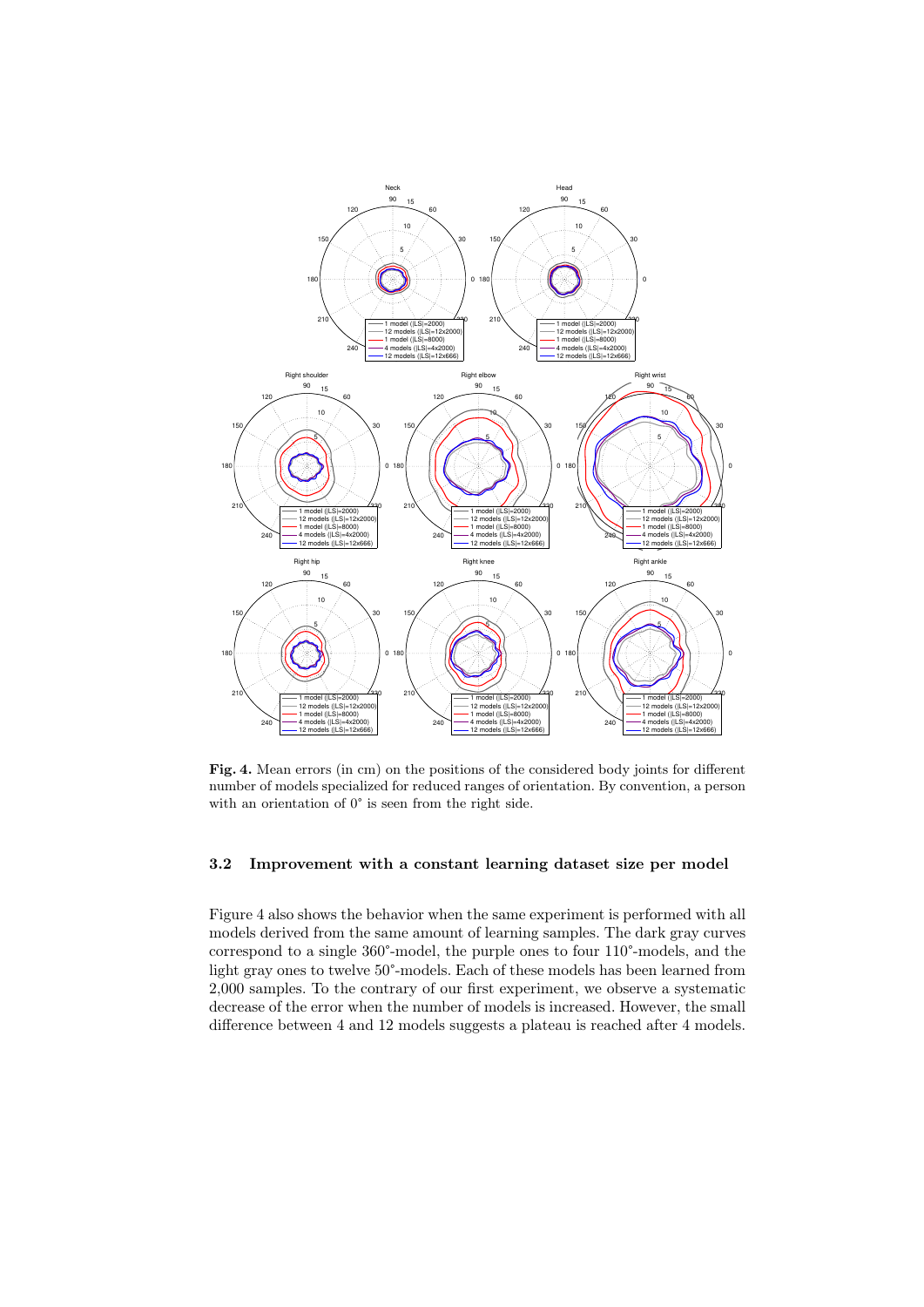**Fig. 4.** Mean errors (in cm) on the positions of the considered body joints for different number of models specialized for reduced ranges of orientation. By convention, a person with an orientation of 0° is seen from the right side.

### 3.2 Improvement with a constant learning dataset size per model

Figure 4 also shows the behavior when the same experiment is performed with all models derived from the same amount of learning samples. The dark gray curves correspond to a single 360°-model, the purple ones to four 110°-models, and the light gray ones to twelve 50°-models. Each of these models has been learned from 2,000 samples. To the contrary of our first experiment, we observe a systematic decrease of the error when the number of models is increased. However, the small difference between 4 and 12 models suggests a plateau is reached after 4 models.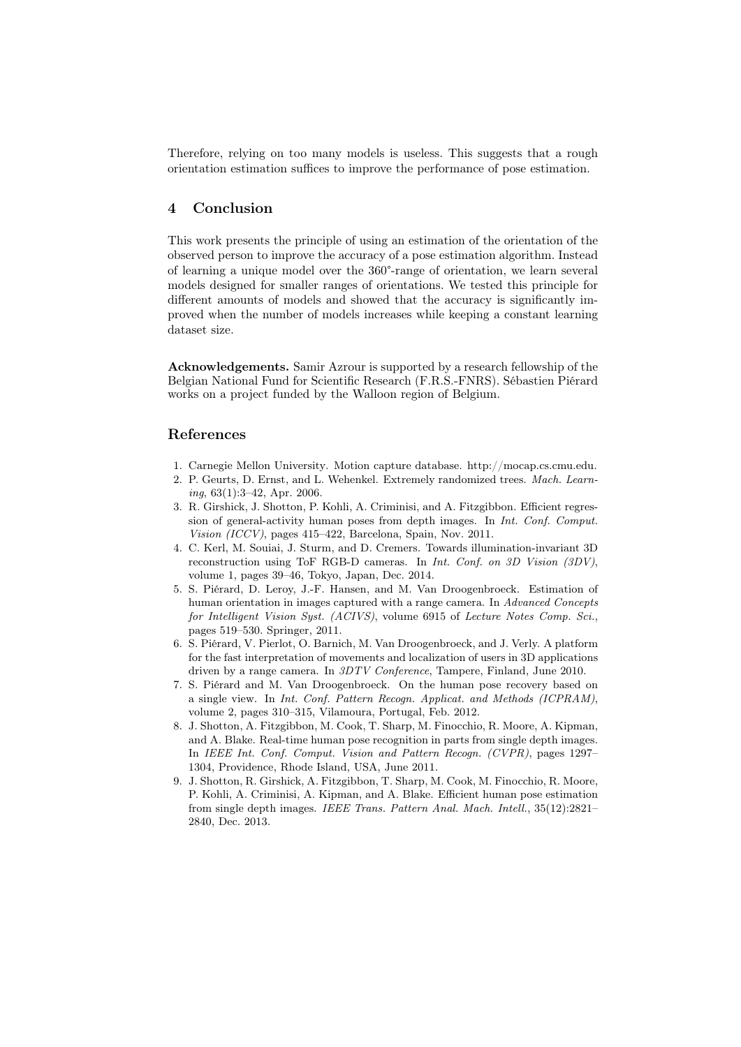Therefore, relying on too many models is useless. This suggests that a rough orientation estimation suffices to improve the performance of pose estimation.

## 4 Conclusion

This work presents the principle of using an estimation of the orientation of the observed person to improve the accuracy of a pose estimation algorithm. Instead of learning a unique model over the 360°-range of orientation, we learn several models designed for smaller ranges of orientations. We tested this principle for different amounts of models and showed that the accuracy is significantly improved when the number of models increases while keeping a constant learning dataset size.

**Acknowledgements.** Samir Azrour is supported by a research fellowship of the Belgian National Fund for Scientific Research (F.R.S.-FNRS). Sébastien Piérard works on a project funded by the Walloon region of Belgium.

## References

1. Carnegie Mellon University. Motion capture database. http://mocap.cs.cmu.edu.
2. P. Geurts, D. Ernst, and L. Wehenkel. Extremely randomized trees. *Mach. Learning*, 63(1):3–42, Apr. 2006.
3. R. Girshick, J. Shotton, P. Kohli, A. Criminisi, and A. Fitzgibbon. Efficient regression of general-activity human poses from depth images. In *Int. Conf. Comput. Vision (ICCV)*, pages 415–422, Barcelona, Spain, Nov. 2011.
4. C. Kerl, M. Souiai, J. Sturm, and D. Cremers. Towards illumination-invariant 3D reconstruction using ToF RGB-D cameras. In *Int. Conf. on 3D Vision (3DV)*, volume 1, pages 39–46, Tokyo, Japan, Dec. 2014.
5. S. Piérard, D. Leroy, J.-F. Hansen, and M. Van Droogenbroeck. Estimation of human orientation in images captured with a range camera. In *Advanced Concepts for Intelligent Vision Syst. (ACIVS)*, volume 6915 of *Lecture Notes Comp. Sci.*, pages 519–530. Springer, 2011.
6. S. Piérard, V. Pierlot, O. Barnich, M. Van Droogenbroeck, and J. Verly. A platform for the fast interpretation of movements and localization of users in 3D applications driven by a range camera. In *3DTV Conference*, Tampere, Finland, June 2010.
7. S. Piérard and M. Van Droogenbroeck. On the human pose recovery based on a single view. In *Int. Conf. Pattern Recogn. Applicat. and Methods (ICPRAM)*, volume 2, pages 310–315, Vilamoura, Portugal, Feb. 2012.
8. J. Shotton, A. Fitzgibbon, M. Cook, T. Sharp, M. Finocchio, R. Moore, A. Kipman, and A. Blake. Real-time human pose recognition in parts from single depth images. In *IEEE Int. Conf. Comput. Vision and Pattern Recogn. (CVPR)*, pages 1297–1304, Providence, Rhode Island, USA, June 2011.
9. J. Shotton, R. Girshick, A. Fitzgibbon, T. Sharp, M. Cook, M. Finocchio, R. Moore, P. Kohli, A. Criminisi, A. Kipman, and A. Blake. Efficient human pose estimation from single depth images. *IEEE Trans. Pattern Anal. Mach. Intell.*, 35(12):2821–2840, Dec. 2013.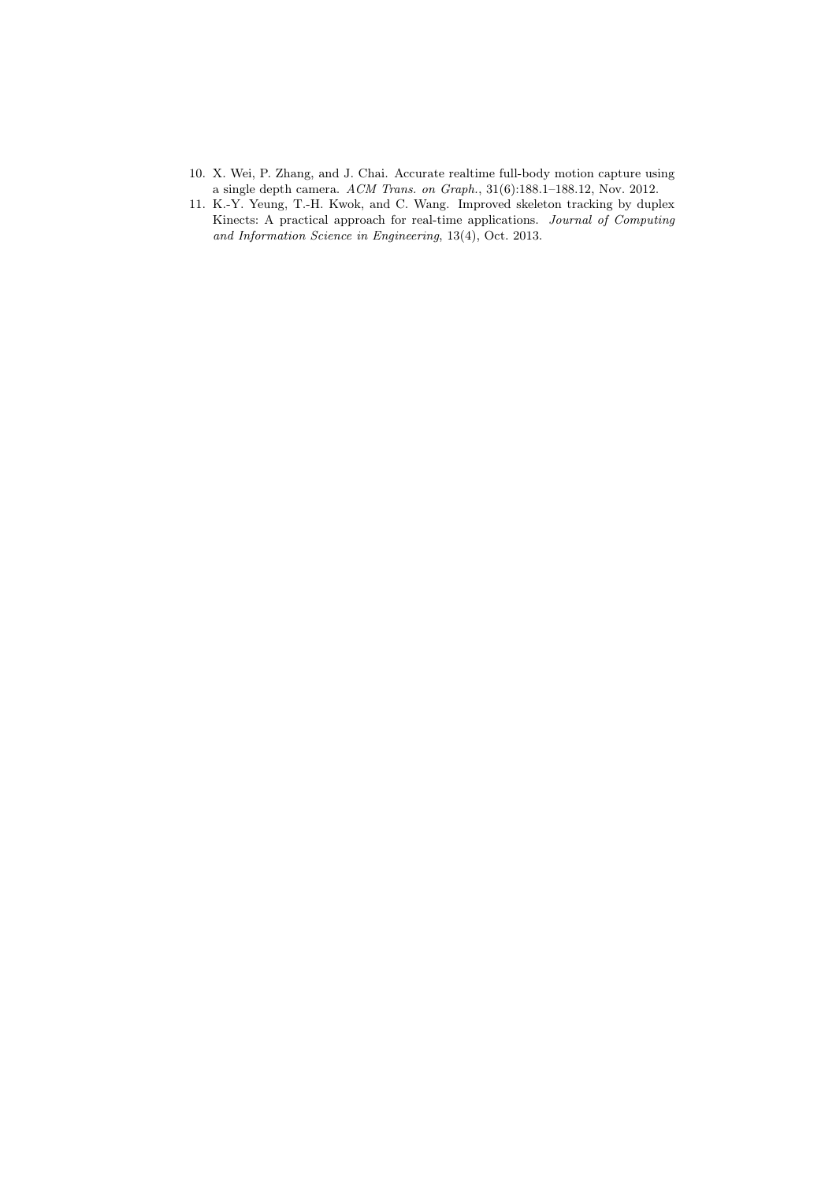10. X. Wei, P. Zhang, and J. Chai. Accurate realtime full-body motion capture using a single depth camera. *ACM Trans. on Graph.*, 31(6):188.1–188.12, Nov. 2012.
11. K.-Y. Yeung, T.-H. Kwok, and C. Wang. Improved skeleton tracking by duplex Kinects: A practical approach for real-time applications. *Journal of Computing and Information Science in Engineering*, 13(4), Oct. 2013.